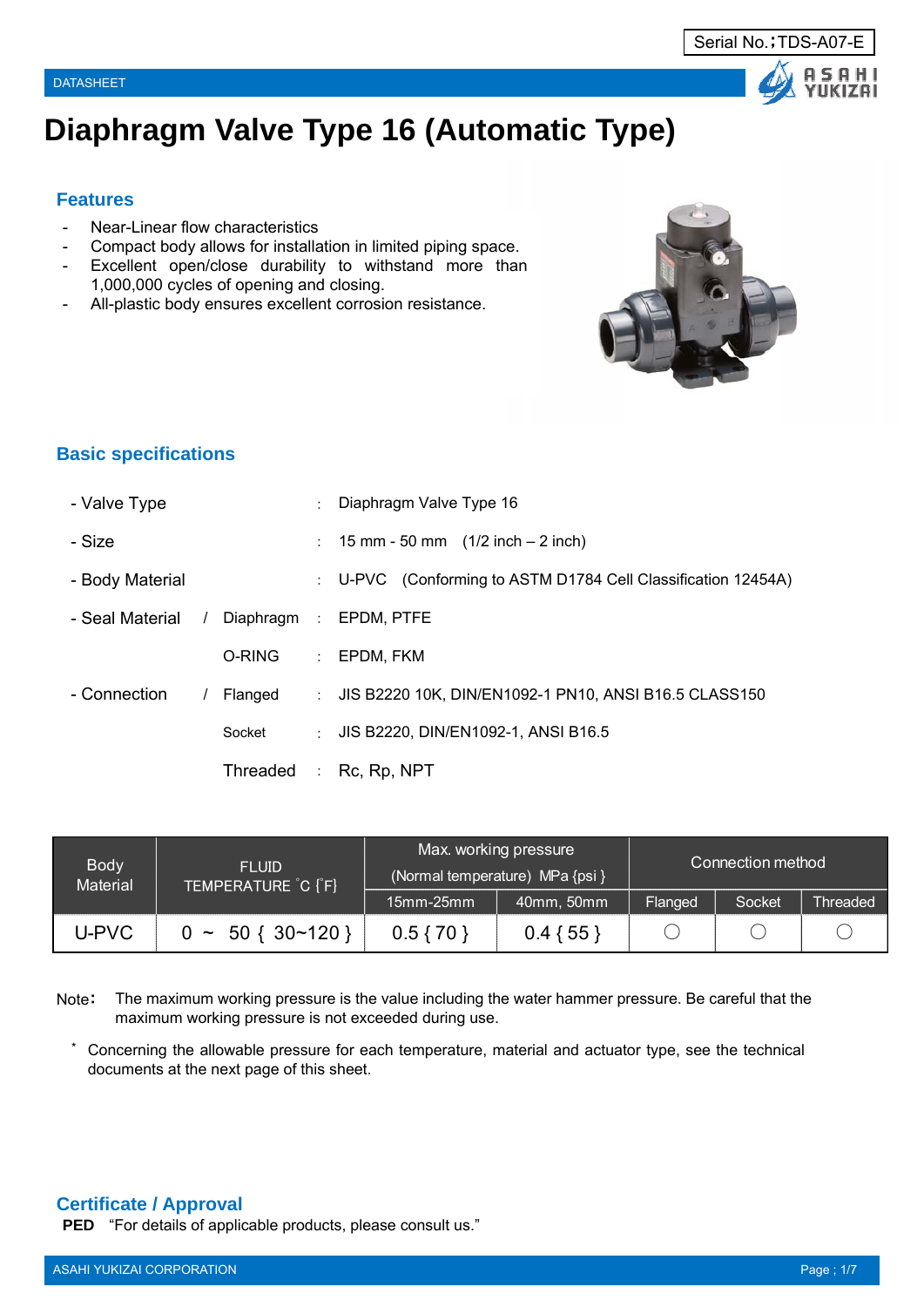Serial No.：TDS-A07-E

DATASHEET

# Diaphragm Valve Type 16 (Automatic Type)

## Features

- Near-Linear flow characteristics
- Compact body allows for installation in limited piping space.
- Excellent open/close durability to withstand more than 1,000,000 cycles of opening and closing.
- All-plastic body ensures excellent corrosion resistance.

## Basic specifications

- Valve Type : Diaphragm Valve Type 16
- Size : 15 mm - 50 mm (1/2 inch – 2 inch)
- Body Material : U-PVC (Conforming to ASTM D1784 Cell Classification 12454A)
- Seal Material / Diaphragm : EPDM, PTFE
  - O-RING : EPDM, FKM
- Connection / Flanged : JIS B2220 10K, DIN/EN1092-1 PN10, ANSI B16.5 CLASS150
  - Socket : JIS B2220, DIN/EN1092-1, ANSI B16.5
  - Threaded : Rc, Rp, NPT

| Body Material | FLUID TEMPERATURE ˚C {˚F} | Max. working pressure (Normal temperature) MPa {psi} | | Connection method | | |
|---|---|---|---|---|---|---|
| | | 15mm-25mm | 40mm, 50mm | Flanged | Socket | Threaded |
| U-PVC | 0 ~ 50 { 30~120 } | 0.5 { 70 } | 0.4 { 55 } | ○ | ○ | ○ |

Note: The maximum working pressure is the value including the water hammer pressure. Be careful that the maximum working pressure is not exceeded during use.

\* Concerning the allowable pressure for each temperature, material and actuator type, see the technical documents at the next page of this sheet.

## Certificate / Approval

**PED** "For details of applicable products, please consult us."

ASAHI YUKIZAI CORPORATION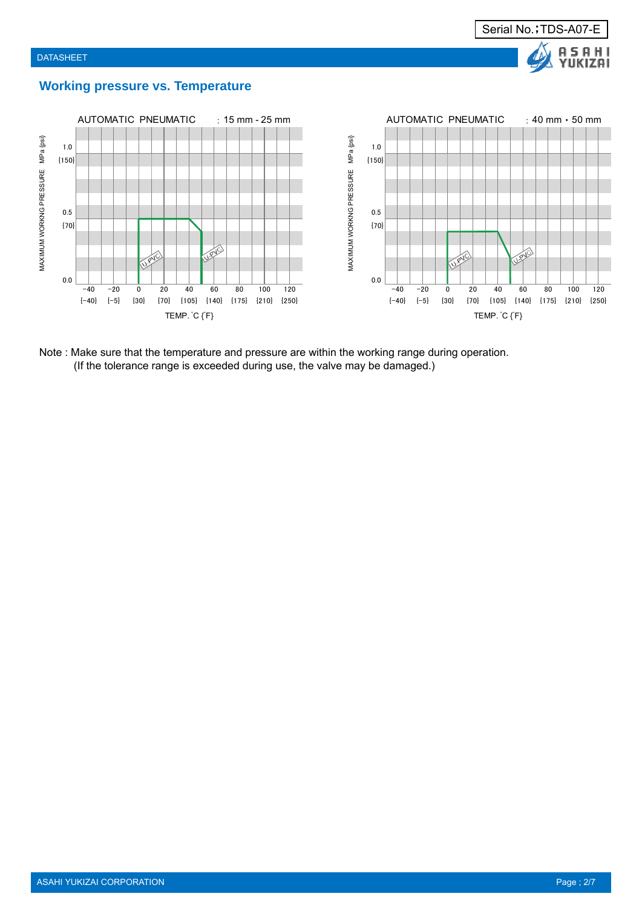Serial No.;TDS-A07-E

# Working pressure vs. Temperature

AUTOMATIC PNEUMATIC : 15 mm - 25 mm

MAXIMUM WORKNG PRESSURE MPa {psi}

1.0 {150}

0.5 {70}

0.0

-40 {-40} -20 {-5} 0 {30} 20 {70} 40 {105} 60 {140} 80 {175} 100 {210} 120 {250}

TEMP. ˚C {˚F}

U-PVC

AUTOMATIC PNEUMATIC : 40 mm・50 mm

MAXIMUM WORKNG PRESSURE MPa {psi}

1.0 {150}

0.5 {70}

0.0

-40 {-40} -20 {-5} 0 {30} 20 {70} 40 {105} 60 {140} 80 {175} 100 {210} 120 {250}

TEMP. ˚C {˚F}

U-PVC

Note : Make sure that the temperature and pressure are within the working range during operation.
(If the tolerance range is exceeded during use, the valve may be damaged.)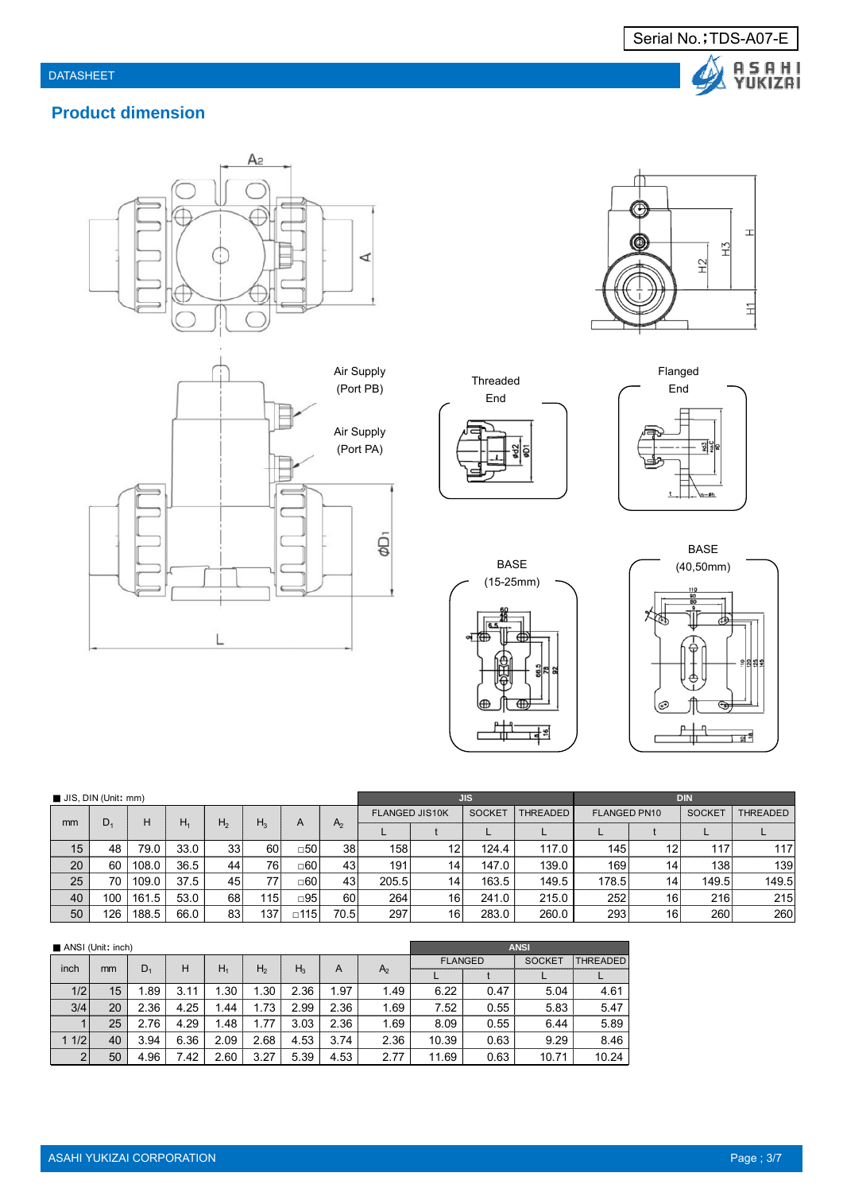## Product dimension

Air Supply (Port PB)

Air Supply (Port PA)

Threaded End

Flanged End

BASE (15-25mm)

BASE (40,50mm)

■ JIS, DIN (Unit: mm)

| mm | $D_1$ | H | $H_1$ | $H_2$ | $H_3$ | A | $A_2$ | JIS FLANGED JIS10K | | JIS SOCKET | JIS THREADED | DIN FLANGED PN10 | | DIN SOCKET | DIN THREADED |
|---|---|---|---|---|---|---|---|---|---|---|---|---|---|---|---|
| | | | | | | | | L | t | L | L | L | t | L | L |
| 15 | 48 | 79.0 | 33.0 | 33 | 60 | □50 | 38 | 158 | 12 | 124.4 | 117.0 | 145 | 12 | 117 | 117 |
| 20 | 60 | 108.0 | 36.5 | 44 | 76 | □60 | 43 | 191 | 14 | 147.0 | 139.0 | 169 | 14 | 138 | 139 |
| 25 | 70 | 109.0 | 37.5 | 45 | 77 | □60 | 43 | 205.5 | 14 | 163.5 | 149.5 | 178.5 | 14 | 149.5 | 149.5 |
| 40 | 100 | 161.5 | 53.0 | 68 | 115 | □95 | 60 | 264 | 16 | 241.0 | 215.0 | 252 | 16 | 216 | 215 |
| 50 | 126 | 188.5 | 66.0 | 83 | 137 | □115 | 70.5 | 297 | 16 | 283.0 | 260.0 | 293 | 16 | 260 | 260 |

■ ANSI (Unit: inch)

| inch | mm | $D_1$ | H | $H_1$ | $H_2$ | $H_3$ | A | $A_2$ | ANSI FLANGED | | ANSI SOCKET | ANSI THREADED |
|---|---|---|---|---|---|---|---|---|---|---|---|---|
| | | | | | | | | | L | t | L | L |
| 1/2 | 15 | 1.89 | 3.11 | 1.30 | 1.30 | 2.36 | 1.97 | 1.49 | 6.22 | 0.47 | 5.04 | 4.61 |
| 3/4 | 20 | 2.36 | 4.25 | 1.44 | 1.73 | 2.99 | 2.36 | 1.69 | 7.52 | 0.55 | 5.83 | 5.47 |
| 1 | 25 | 2.76 | 4.29 | 1.48 | 1.77 | 3.03 | 2.36 | 1.69 | 8.09 | 0.55 | 6.44 | 5.89 |
| 1 1/2 | 40 | 3.94 | 6.36 | 2.09 | 2.68 | 4.53 | 3.74 | 2.36 | 10.39 | 0.63 | 9.29 | 8.46 |
| 2 | 50 | 4.96 | 7.42 | 2.60 | 3.27 | 5.39 | 4.53 | 2.77 | 11.69 | 0.63 | 10.71 | 10.24 |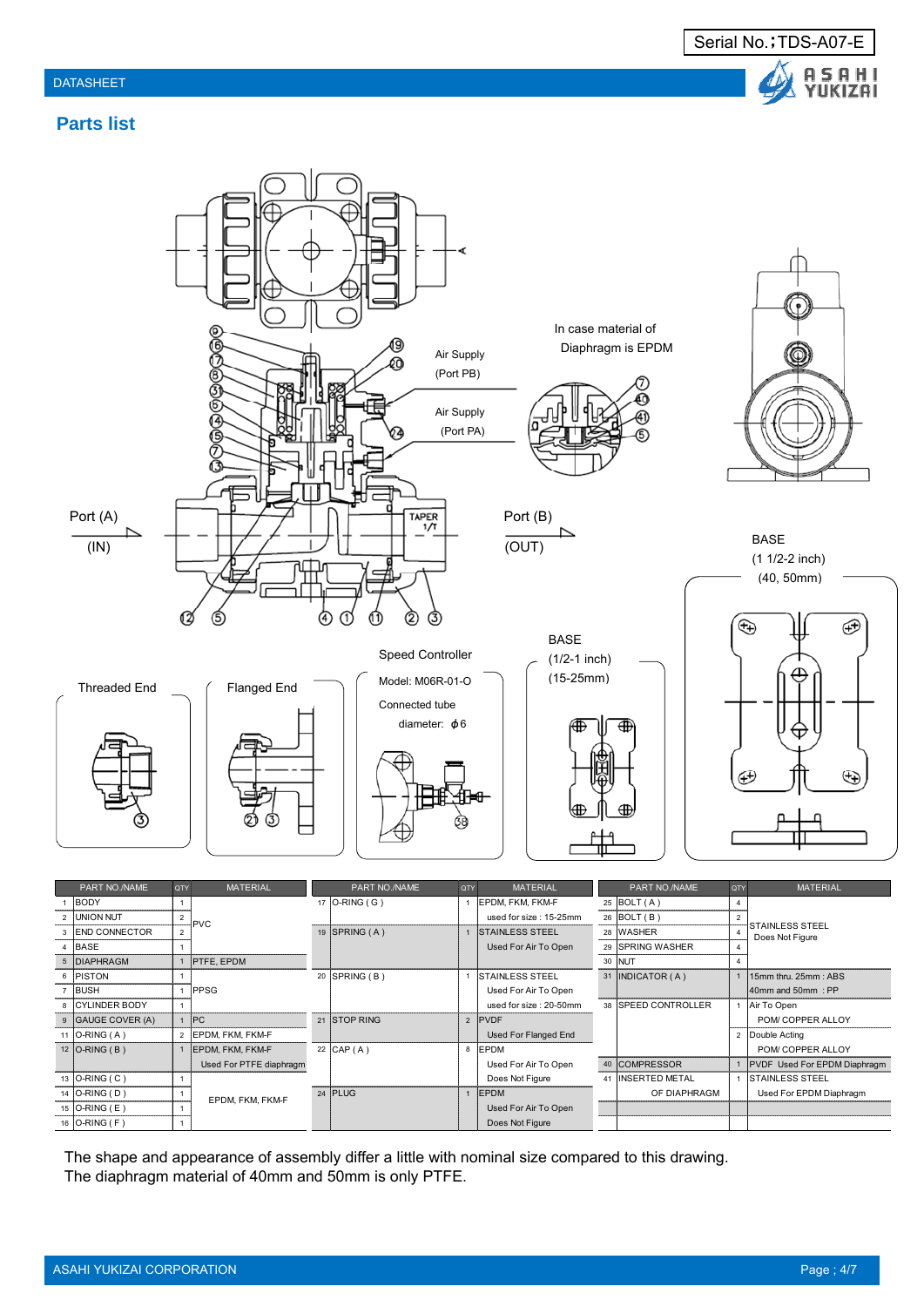Serial No.；TDS-A07-E

DATASHEET

## Parts list

In case material of Diaphragm is EPDM

Air Supply (Port PB)

Air Supply (Port PA)

Port (A) (IN)

Port (B) (OUT)

BASE (1 1/2-2 inch) (40, 50mm)

BASE (1/2-1 inch) (15-25mm)

Speed Controller

Model: M06R-01-O

Connected tube diameter: $\phi$6

Threaded End

Flanged End

| | PART NO./NAME | QTY | MATERIAL | | PART NO./NAME | QTY | MATERIAL | | PART NO./NAME | QTY | MATERIAL |
|---|---|---|---|---|---|---|---|---|---|---|---|
| 1 | BODY | 1 | PVC | 17 | O-RING ( G ) | 1 | EPDM, FKM, FKM-F used for size : 15-25mm | 25 | BOLT ( A ) | 4 | STAINLESS STEEL Does Not Figure |
| 2 | UNION NUT | 2 | PVC | | | | | 26 | BOLT ( B ) | 2 | STAINLESS STEEL Does Not Figure |
| 3 | END CONNECTOR | 2 | PVC | 19 | SPRING ( A ) | 1 | STAINLESS STEEL Used For Air To Open | 28 | WASHER | 4 | STAINLESS STEEL Does Not Figure |
| 4 | BASE | 1 | PVC | | | | | 29 | SPRING WASHER | 4 | STAINLESS STEEL Does Not Figure |
| 5 | DIAPHRAGM | 1 | PTFE, EPDM | | | | | 30 | NUT | 4 | STAINLESS STEEL Does Not Figure |
| 6 | PISTON | 1 | PPSG | 20 | SPRING ( B ) | 1 | STAINLESS STEEL Used For Air To Open used for size : 20-50mm | 31 | INDICATOR ( A ) | 1 | 15mm thru. 25mm : ABS 40mm and 50mm : PP |
| 7 | BUSH | 1 | PPSG | | | | | | | | |
| 8 | CYLINDER BODY | 1 | PPSG | | | | | 38 | SPEED CONTROLLER | 1 | Air To Open POM/ COPPER ALLOY |
| 9 | GAUGE COVER (A) | 1 | PC | 21 | STOP RING | 2 | PVDF Used For Flanged End | | | 2 | Double Acting POM/ COPPER ALLOY |
| 11 | O-RING ( A ) | 2 | EPDM, FKM, FKM-F | | | | | | | | |
| 12 | O-RING ( B ) | 1 | EPDM, FKM, FKM-F Used For PTFE diaphragm | 22 | CAP ( A ) | 8 | EPDM Used For Air To Open Does Not Figure | 40 | COMPRESSOR | 1 | PVDF Used For EPDM Diaphragm |
| 13 | O-RING ( C ) | 1 | EPDM, FKM, FKM-F | | | | | 41 | INSERTED METAL OF DIAPHRAGM | 1 | STAINLESS STEEL Used For EPDM Diaphragm |
| 14 | O-RING ( D ) | 1 | EPDM, FKM, FKM-F | 24 | PLUG | 1 | EPDM Used For Air To Open Does Not Figure | | | | |
| 15 | O-RING ( E ) | 1 | EPDM, FKM, FKM-F | | | | | | | | |
| 16 | O-RING ( F ) | 1 | EPDM, FKM, FKM-F | | | | | | | | |

The shape and appearance of assembly differ a little with nominal size compared to this drawing.
The diaphragm material of 40mm and 50mm is only PTFE.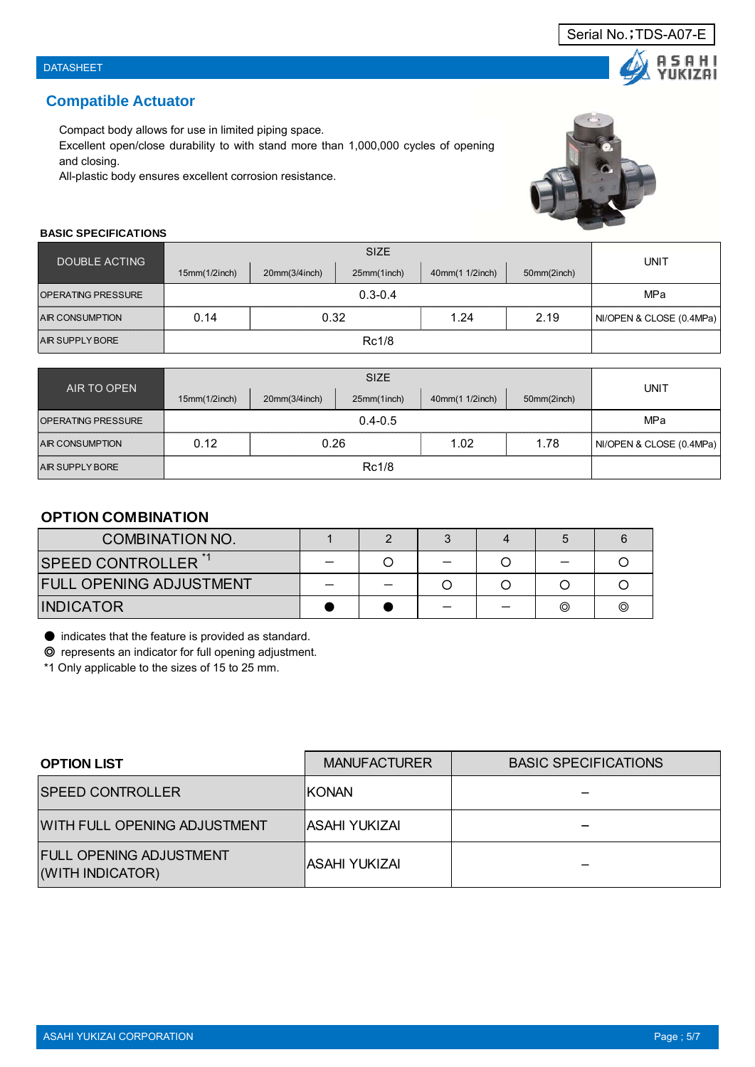## Compatible Actuator

Compact body allows for use in limited piping space.
Excellent open/close durability to with stand more than 1,000,000 cycles of opening and closing.
All-plastic body ensures excellent corrosion resistance.

**BASIC SPECIFICATIONS**

| DOUBLE ACTING | SIZE | | | | | UNIT |
|---|---|---|---|---|---|---|
| | 15mm(1/2inch) | 20mm(3/4inch) | 25mm(1inch) | 40mm(1 1/2inch) | 50mm(2inch) | |
| OPERATING PRESSURE | 0.3-0.4 | | | | | MPa |
| AIR CONSUMPTION | 0.14 | 0.32 | | 1.24 | 2.19 | Nl/OPEN & CLOSE (0.4MPa) |
| AIR SUPPLY BORE | Rc1/8 | | | | | |

| AIR TO OPEN | SIZE | | | | | UNIT |
|---|---|---|---|---|---|---|
| | 15mm(1/2inch) | 20mm(3/4inch) | 25mm(1inch) | 40mm(1 1/2inch) | 50mm(2inch) | |
| OPERATING PRESSURE | 0.4-0.5 | | | | | MPa |
| AIR CONSUMPTION | 0.12 | 0.26 | | 1.02 | 1.78 | Nl/OPEN & CLOSE (0.4MPa) |
| AIR SUPPLY BORE | Rc1/8 | | | | | |

### OPTION COMBINATION

| COMBINATION NO. | 1 | 2 | 3 | 4 | 5 | 6 |
|---|---|---|---|---|---|---|
| SPEED CONTROLLER [*1] | – | ○ | – | ○ | – | ○ |
| FULL OPENING ADJUSTMENT | – | – | ○ | ○ | ○ | ○ |
| INDICATOR | ● | ● | – | – | ◎ | ◎ |

● indicates that the feature is provided as standard.
◎ represents an indicator for full opening adjustment.
*1 Only applicable to the sizes of 15 to 25 mm.

| OPTION LIST | MANUFACTURER | BASIC SPECIFICATIONS |
|---|---|---|
| SPEED CONTROLLER | KONAN | – |
| WITH FULL OPENING ADJUSTMENT | ASAHI YUKIZAI | – |
| FULL OPENING ADJUSTMENT (WITH INDICATOR) | ASAHI YUKIZAI | – |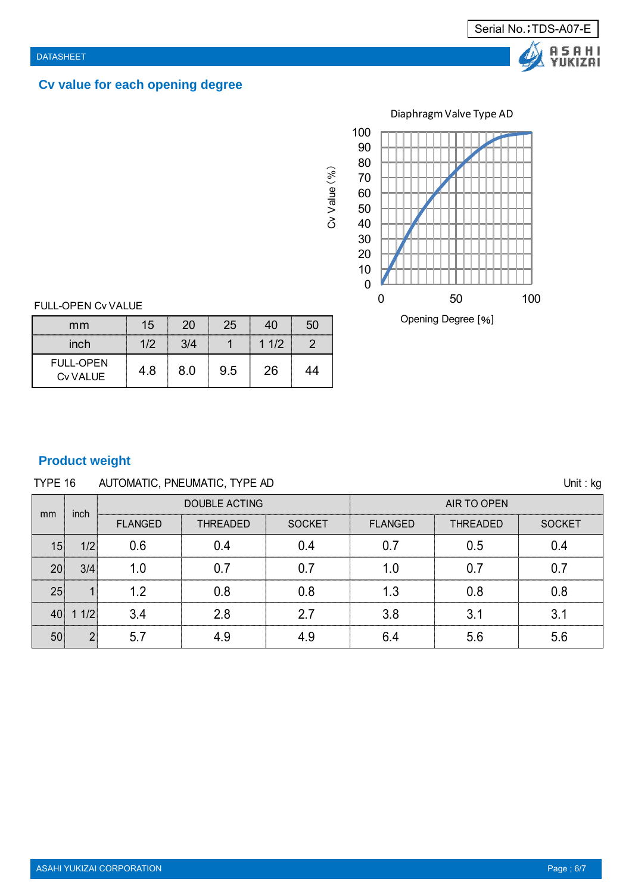Serial No.；TDS-A07-E

DATASHEET

## Cv value for each opening degree

Diaphragm Valve Type AD

Cv Value (%)

Opening Degree [%]

FULL-OPEN Cv VALUE

| mm | 15 | 20 | 25 | 40 | 50 |
|---|---|---|---|---|---|
| inch | 1/2 | 3/4 | 1 | 1 1/2 | 2 |
| FULL-OPEN Cv VALUE | 4.8 | 8.0 | 9.5 | 26 | 44 |

## Product weight

TYPE 16 AUTOMATIC, PNEUMATIC, TYPE AD

Unit : kg

| mm | inch | DOUBLE ACTING | | | AIR TO OPEN | | |
|---|---|---|---|---|---|---|---|
| | | FLANGED | THREADED | SOCKET | FLANGED | THREADED | SOCKET |
| 15 | 1/2 | 0.6 | 0.4 | 0.4 | 0.7 | 0.5 | 0.4 |
| 20 | 3/4 | 1.0 | 0.7 | 0.7 | 1.0 | 0.7 | 0.7 |
| 25 | 1 | 1.2 | 0.8 | 0.8 | 1.3 | 0.8 | 0.8 |
| 40 | 1 1/2 | 3.4 | 2.8 | 2.7 | 3.8 | 3.1 | 3.1 |
| 50 | 2 | 5.7 | 4.9 | 4.9 | 6.4 | 5.6 | 5.6 |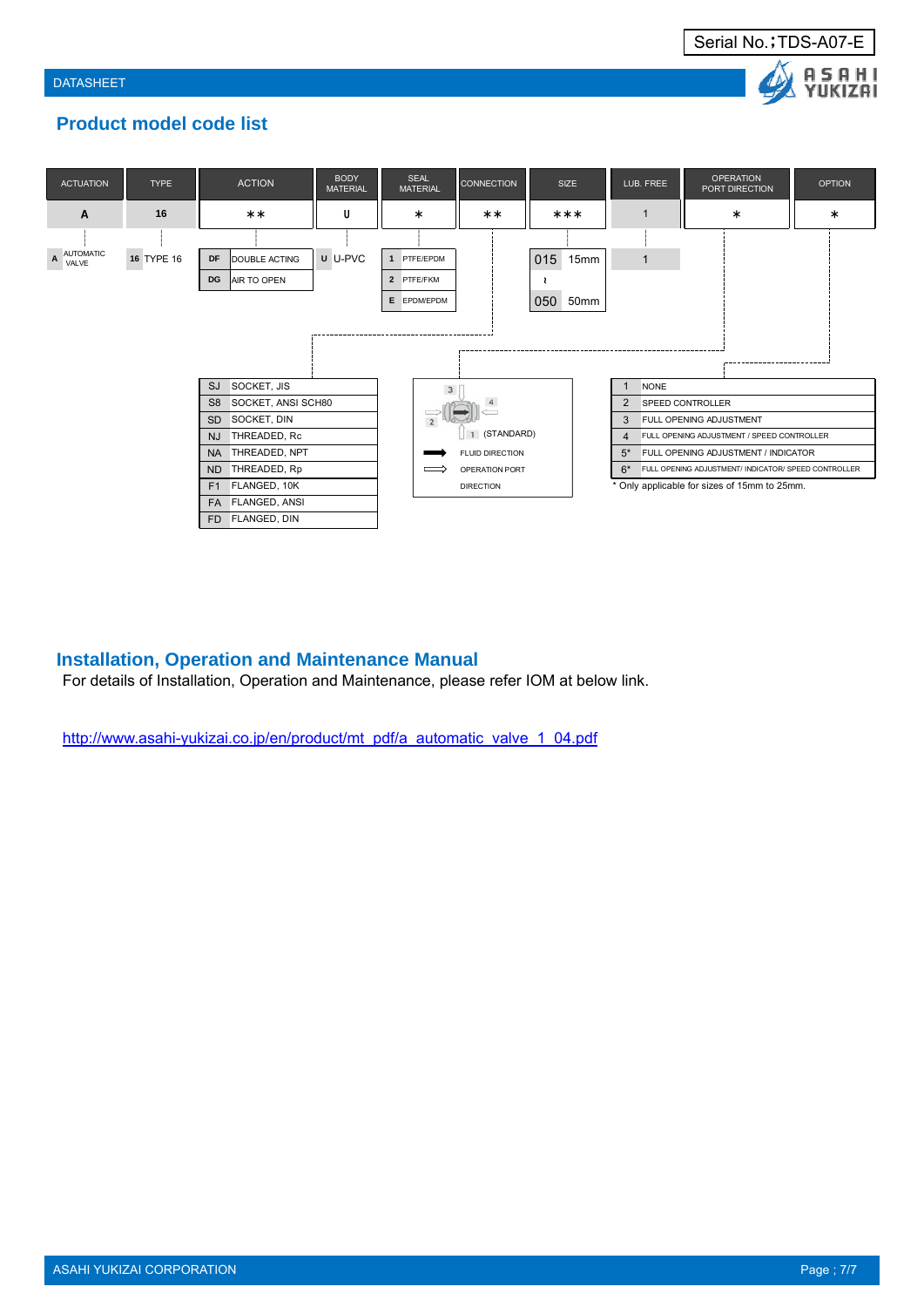Serial No.；TDS-A07-E

DATASHEET

## Product model code list

| ACTUATION | TYPE | ACTION | BODY MATERIAL | SEAL MATERIAL | CONNECTION | SIZE | LUB. FREE | OPERATION PORT DIRECTION | OPTION |
|---|---|---|---|---|---|---|---|---|---|
| A | 16 | ＊＊ | U | ＊ | ＊＊ | ＊＊＊ | 1 | ＊ | ＊ |

**ACTUATION**

| | |
|---|---|
| A | AUTOMATIC VALVE |

**TYPE**

| | |
|---|---|
| 16 | TYPE 16 |

**ACTION**

| | |
|---|---|
| DF | DOUBLE ACTING |
| DG | AIR TO OPEN |

**BODY MATERIAL**

| | |
|---|---|
| U | U-PVC |

**SEAL MATERIAL**

| | |
|---|---|
| 1 | PTFE/EPDM |
| 2 | PTFE/FKM |
| E | EPDM/EPDM |

**CONNECTION**

| | |
|---|---|
| SJ | SOCKET, JIS |
| S8 | SOCKET, ANSI SCH80 |
| SD | SOCKET, DIN |
| NJ | THREADED, Rc |
| NA | THREADED, NPT |
| ND | THREADED, Rp |
| F1 | FLANGED, 10K |
| FA | FLANGED, ANSI |
| FD | FLANGED, DIN |

**SIZE**

| | |
|---|---|
| 015 | 15mm |
| ～ | |
| 050 | 50mm |

**LUB. FREE**

| |
|---|
| 1 |

**OPERATION PORT DIRECTION**

3, 4, 2, 1 (STANDARD)

➡ FLUID DIRECTION

⇨ OPERATION PORT DIRECTION

**OPTION**

| | |
|---|---|
| 1 | NONE |
| 2 | SPEED CONTROLLER |
| 3 | FULL OPENING ADJUSTMENT |
| 4 | FULL OPENING ADJUSTMENT / SPEED CONTROLLER |
| 5* | FULL OPENING ADJUSTMENT / INDICATOR |
| 6* | FULL OPENING ADJUSTMENT/ INDICATOR/ SPEED CONTROLLER |

* Only applicable for sizes of 15mm to 25mm.

## Installation, Operation and Maintenance Manual

For details of Installation, Operation and Maintenance, please refer IOM at below link.

http://www.asahi-yukizai.co.jp/en/product/mt_pdf/a_automatic_valve_1_04.pdf

ASAHI YUKIZAI CORPORATION